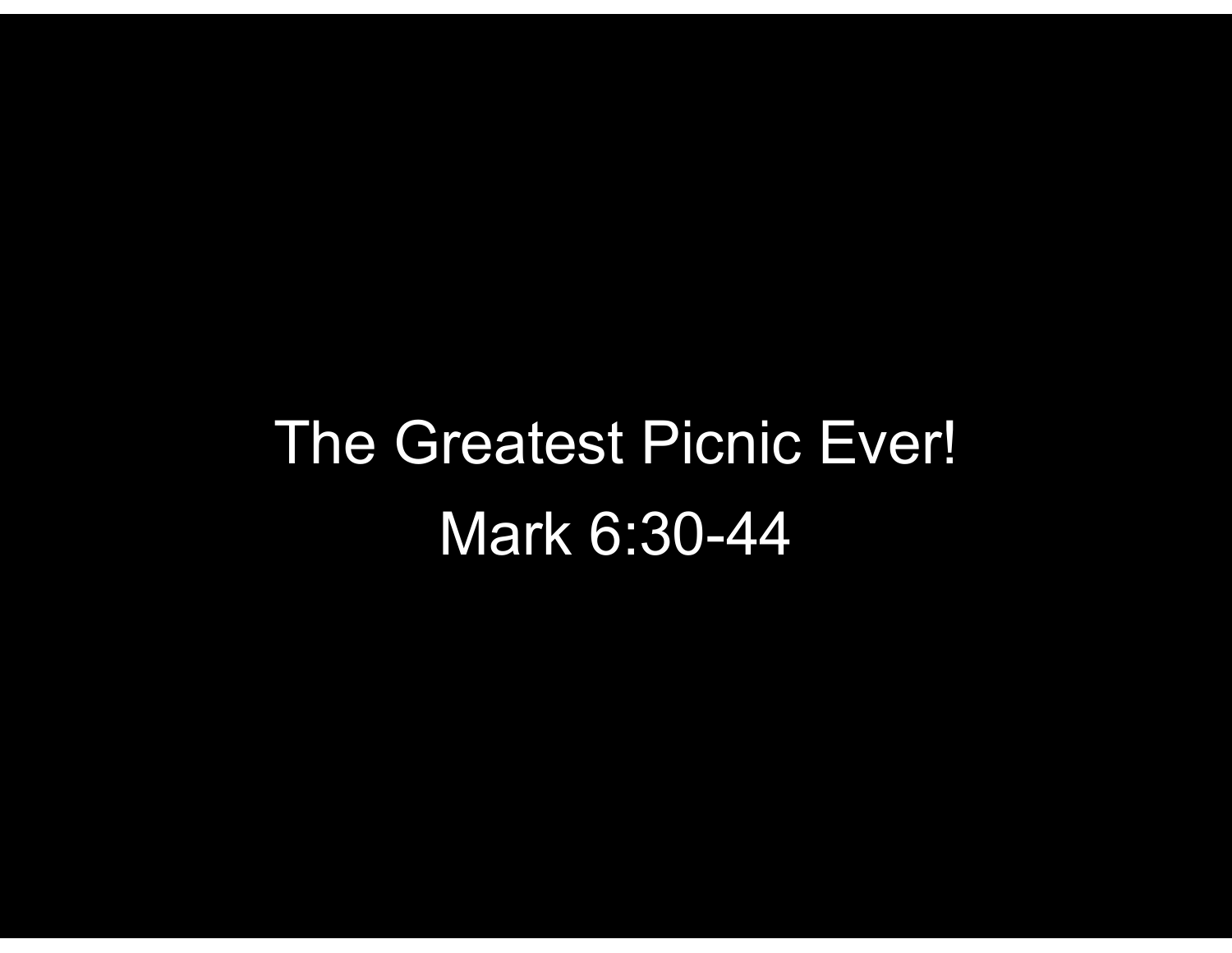# The Greatest Picnic Ever!

## Mark 6:30-44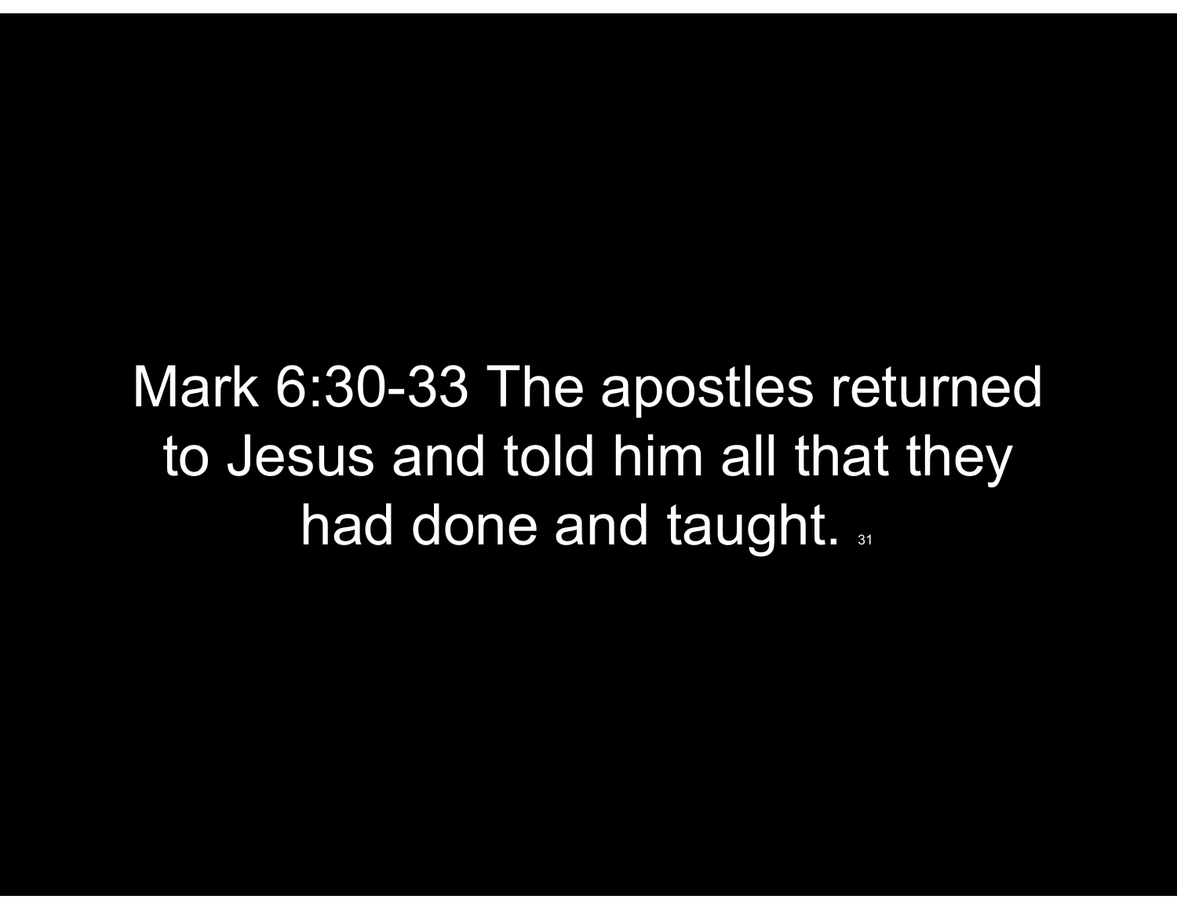Mark 6:30-33 The apostles returned to Jesus and told him all that they had done and taught. [31]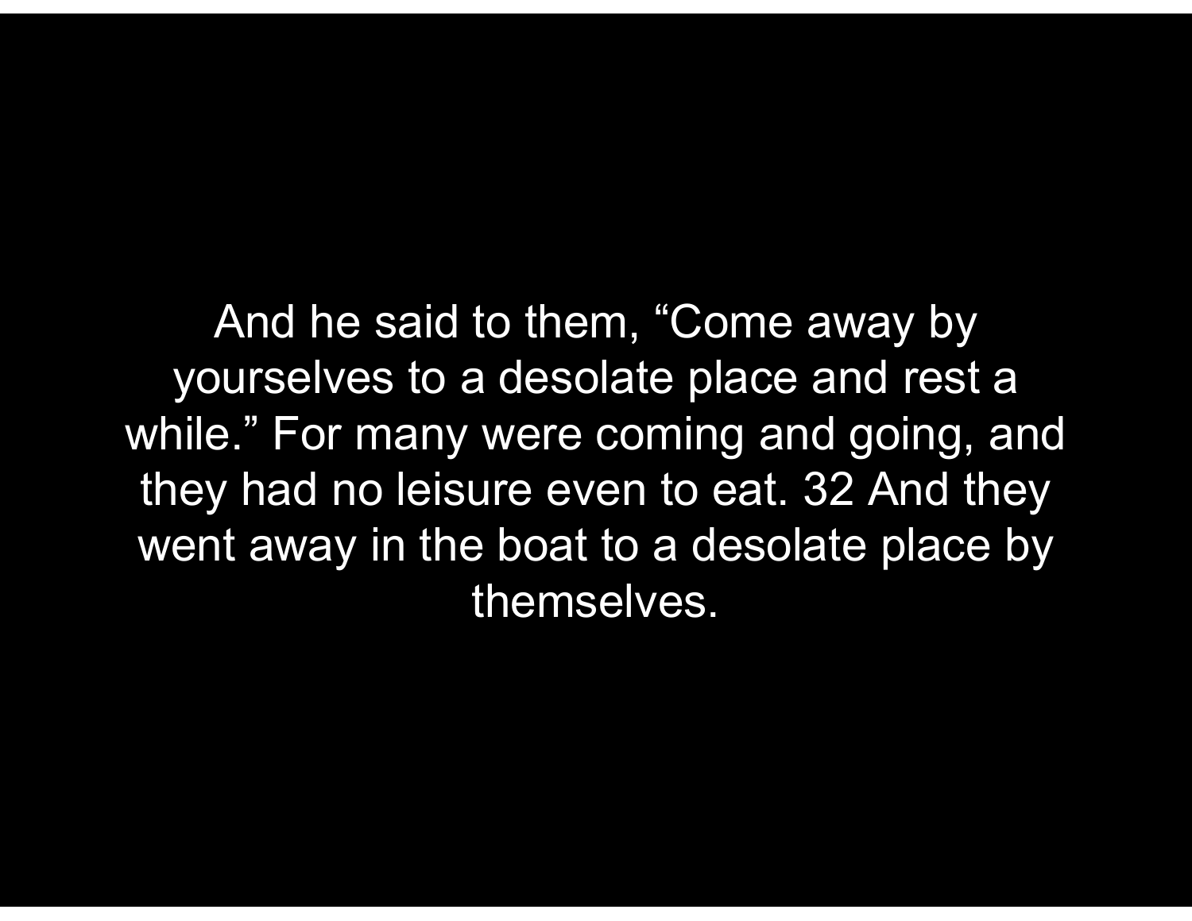And he said to them, “Come away by yourselves to a desolate place and rest a while.” For many were coming and going, and they had no leisure even to eat. 32 And they went away in the boat to a desolate place by themselves.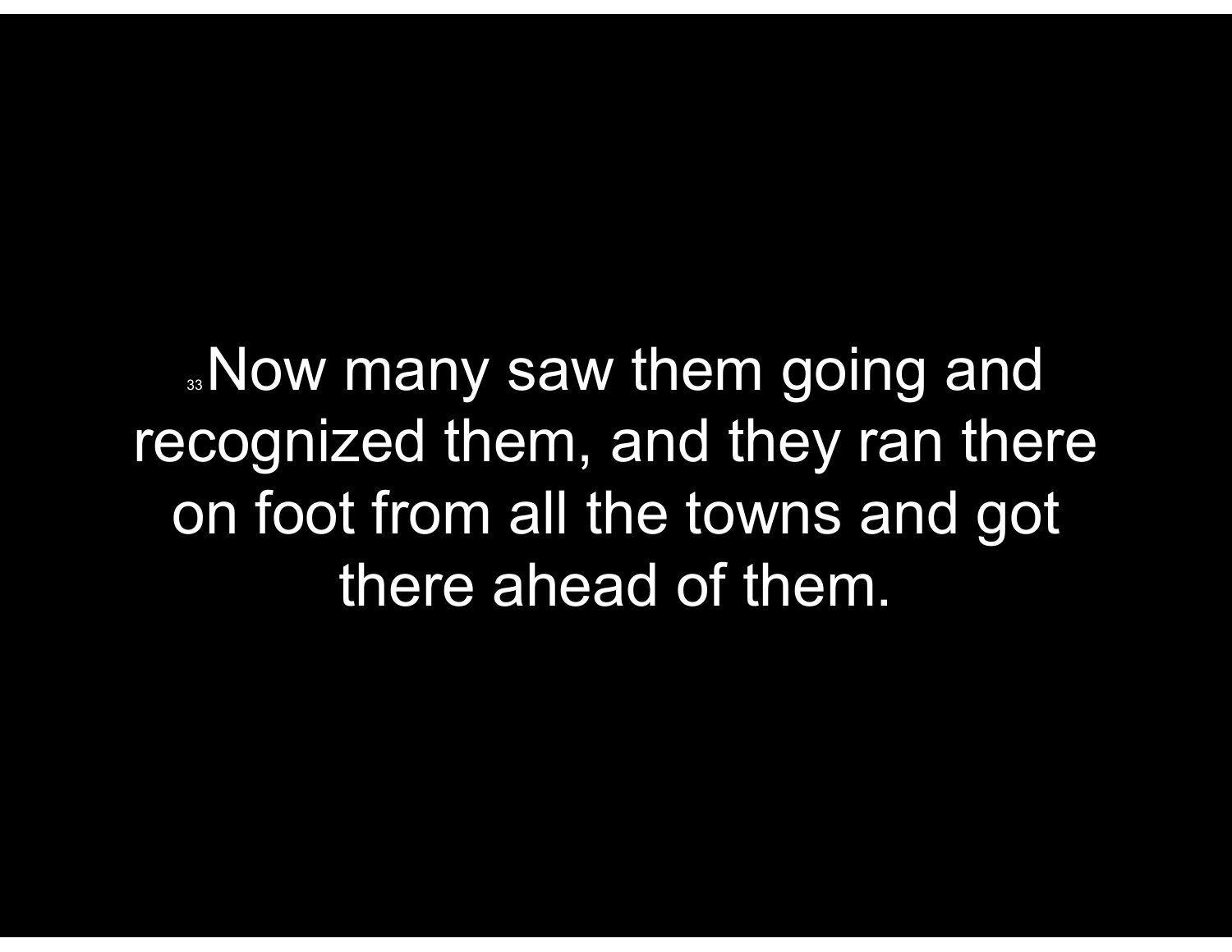[33] Now many saw them going and recognized them, and they ran there on foot from all the towns and got there ahead of them.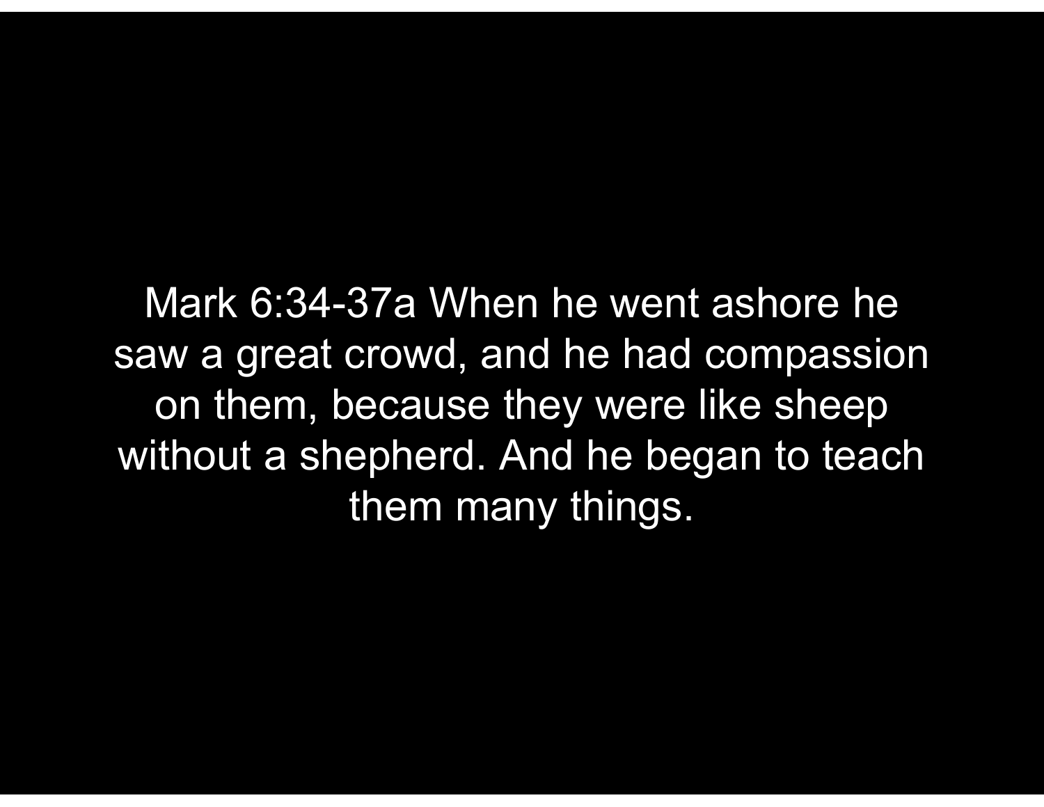Mark 6:34-37a When he went ashore he saw a great crowd, and he had compassion on them, because they were like sheep without a shepherd. And he began to teach them many things.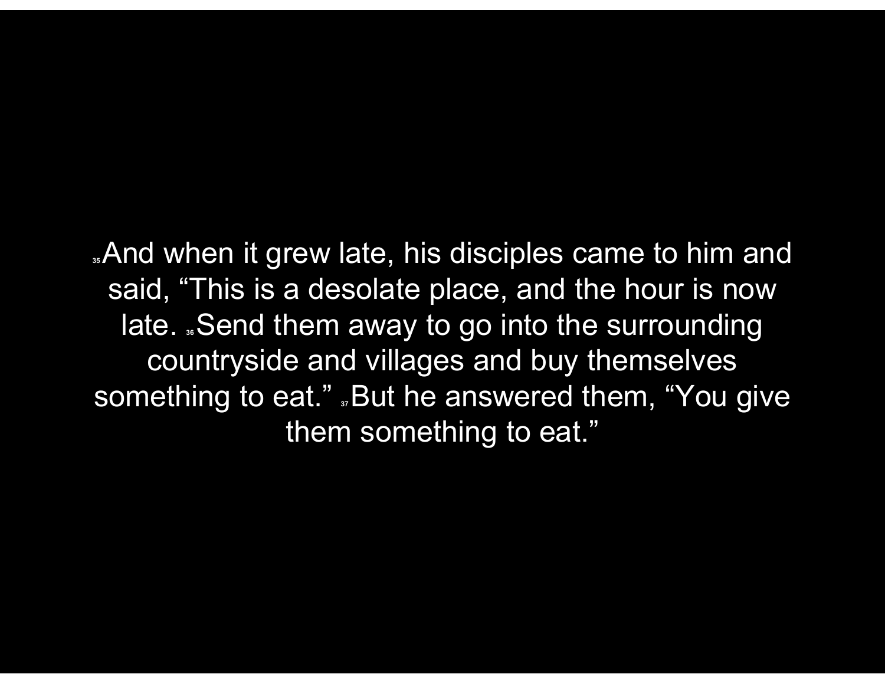[35] And when it grew late, his disciples came to him and said, “This is a desolate place, and the hour is now late. [36] Send them away to go into the surrounding countryside and villages and buy themselves something to eat.” [37] But he answered them, “You give them something to eat.”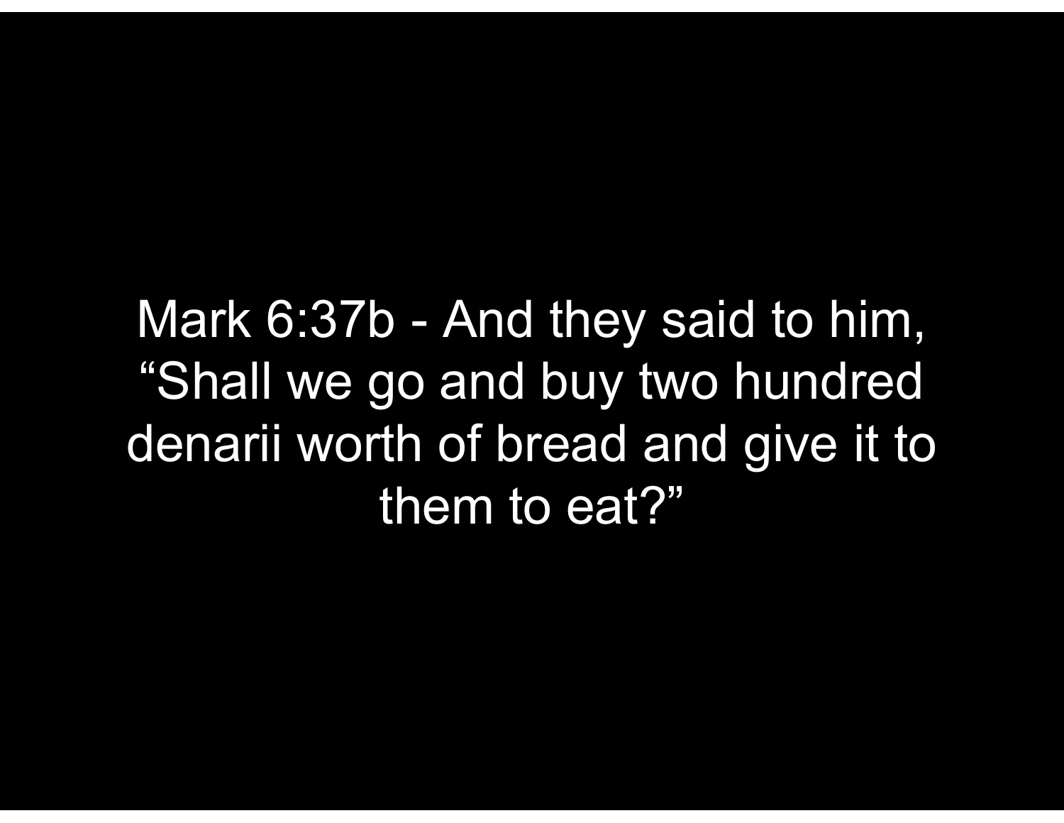Mark 6:37b - And they said to him, “Shall we go and buy two hundred denarii worth of bread and give it to them to eat?”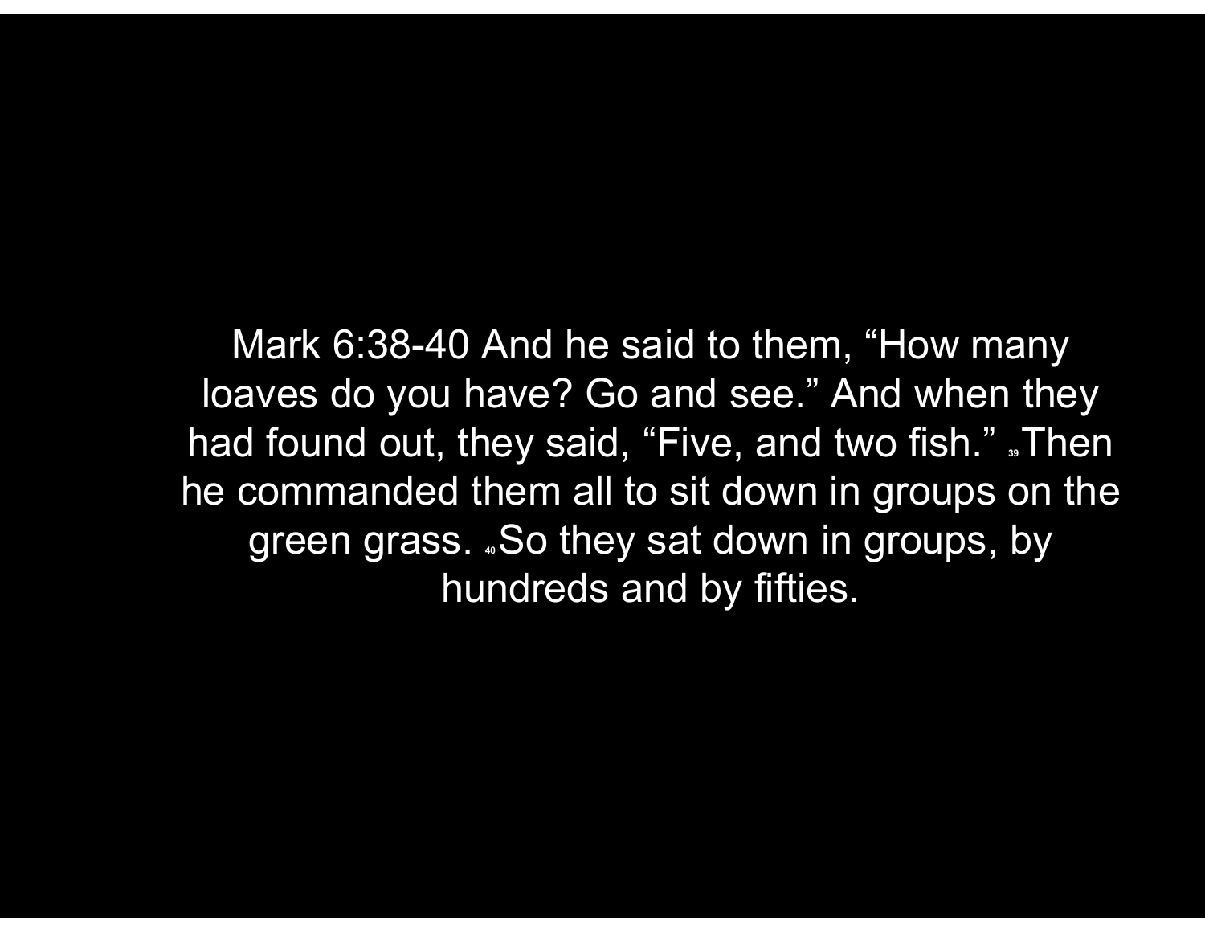Mark 6:38-40 And he said to them, “How many loaves do you have? Go and see.” And when they had found out, they said, “Five, and two fish.” [39] Then he commanded them all to sit down in groups on the green grass. [40] So they sat down in groups, by hundreds and by fifties.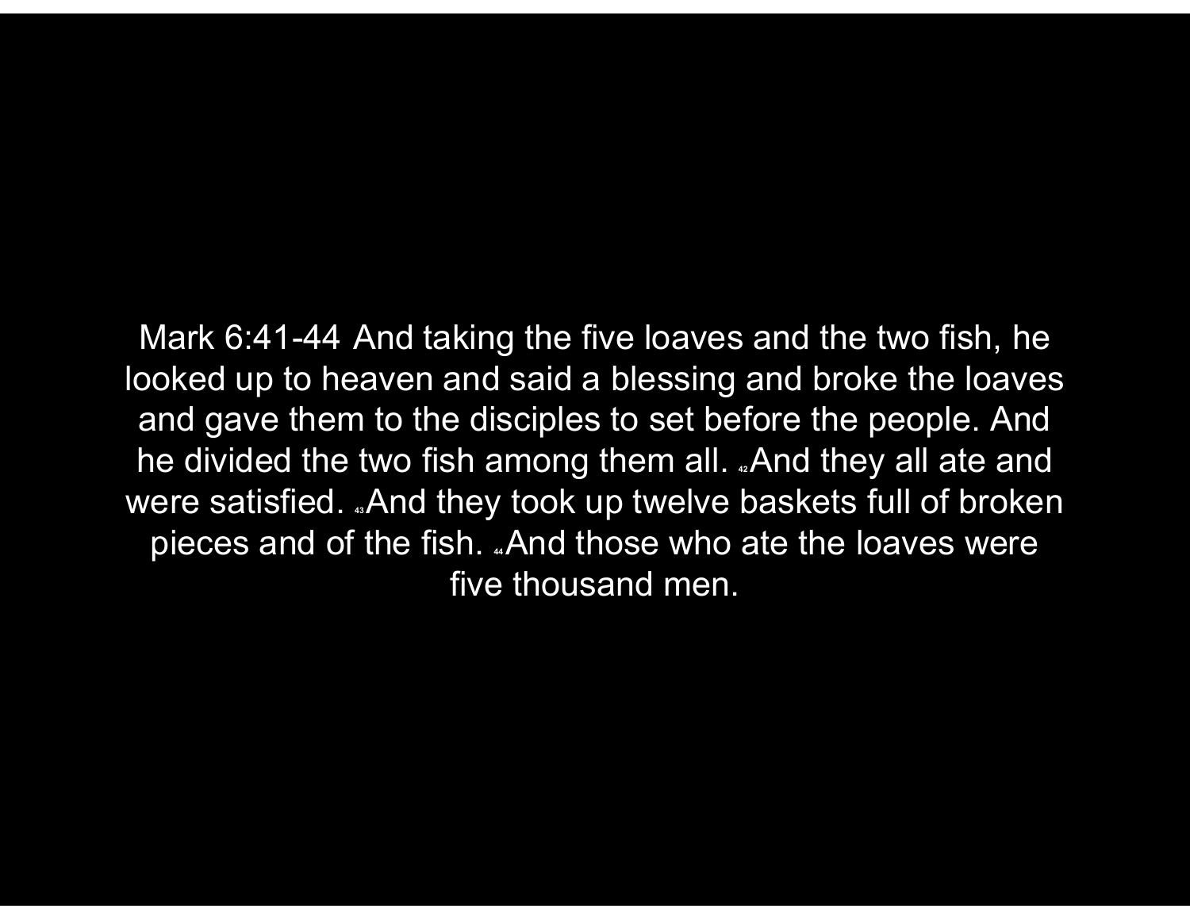Mark 6:41-44 And taking the five loaves and the two fish, he looked up to heaven and said a blessing and broke the loaves and gave them to the disciples to set before the people. And he divided the two fish among them all. [42] And they all ate and were satisfied. [43] And they took up twelve baskets full of broken pieces and of the fish. [44] And those who ate the loaves were five thousand men.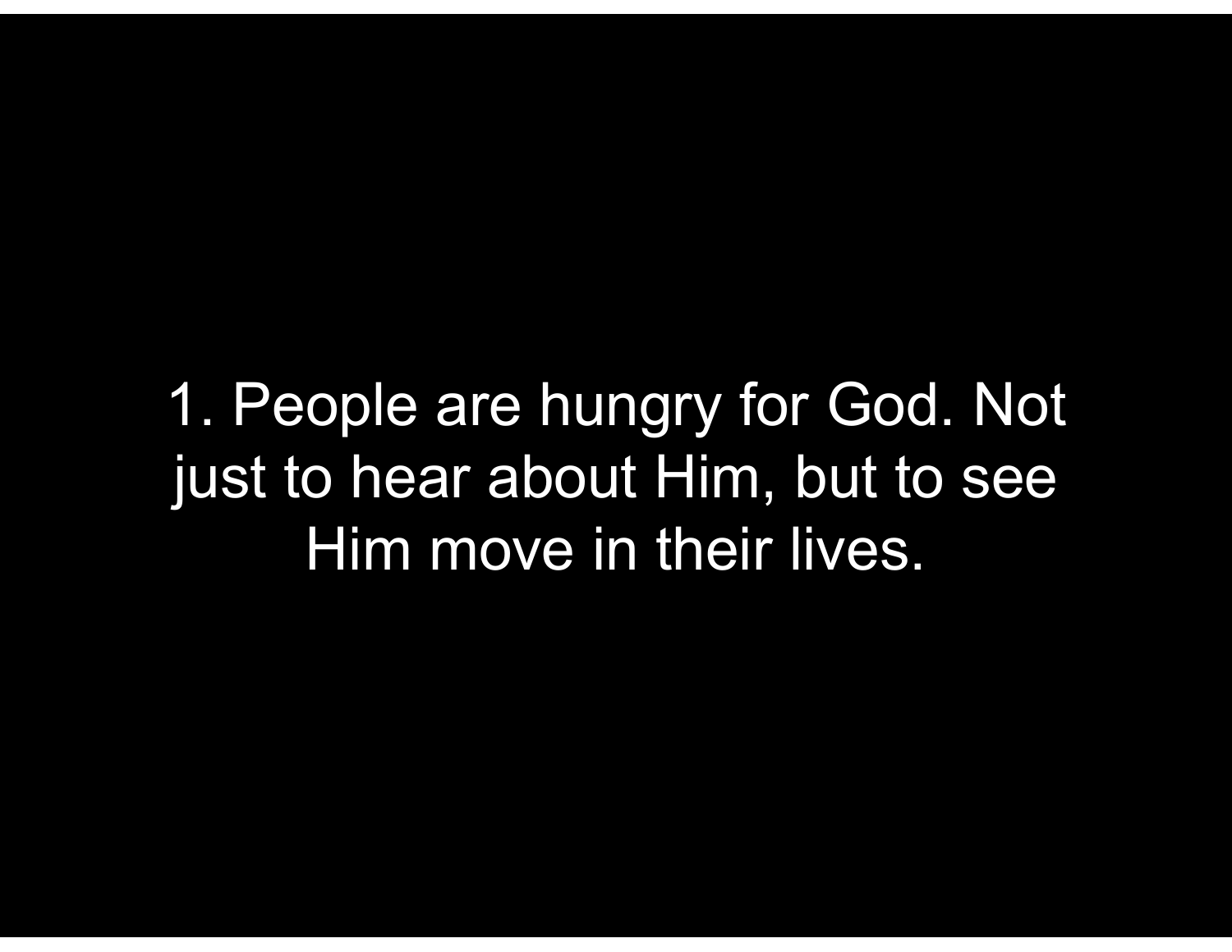1. People are hungry for God. Not just to hear about Him, but to see Him move in their lives.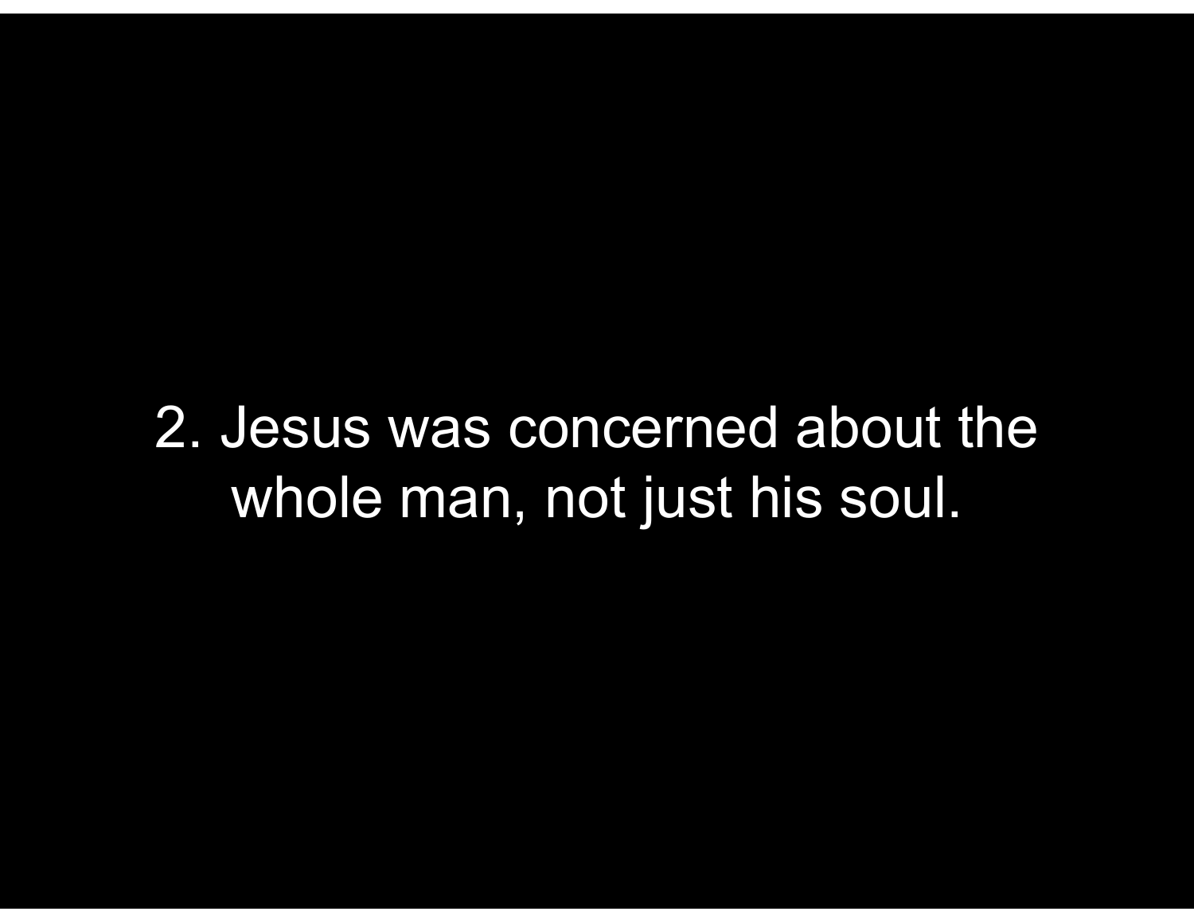2. Jesus was concerned about the whole man, not just his soul.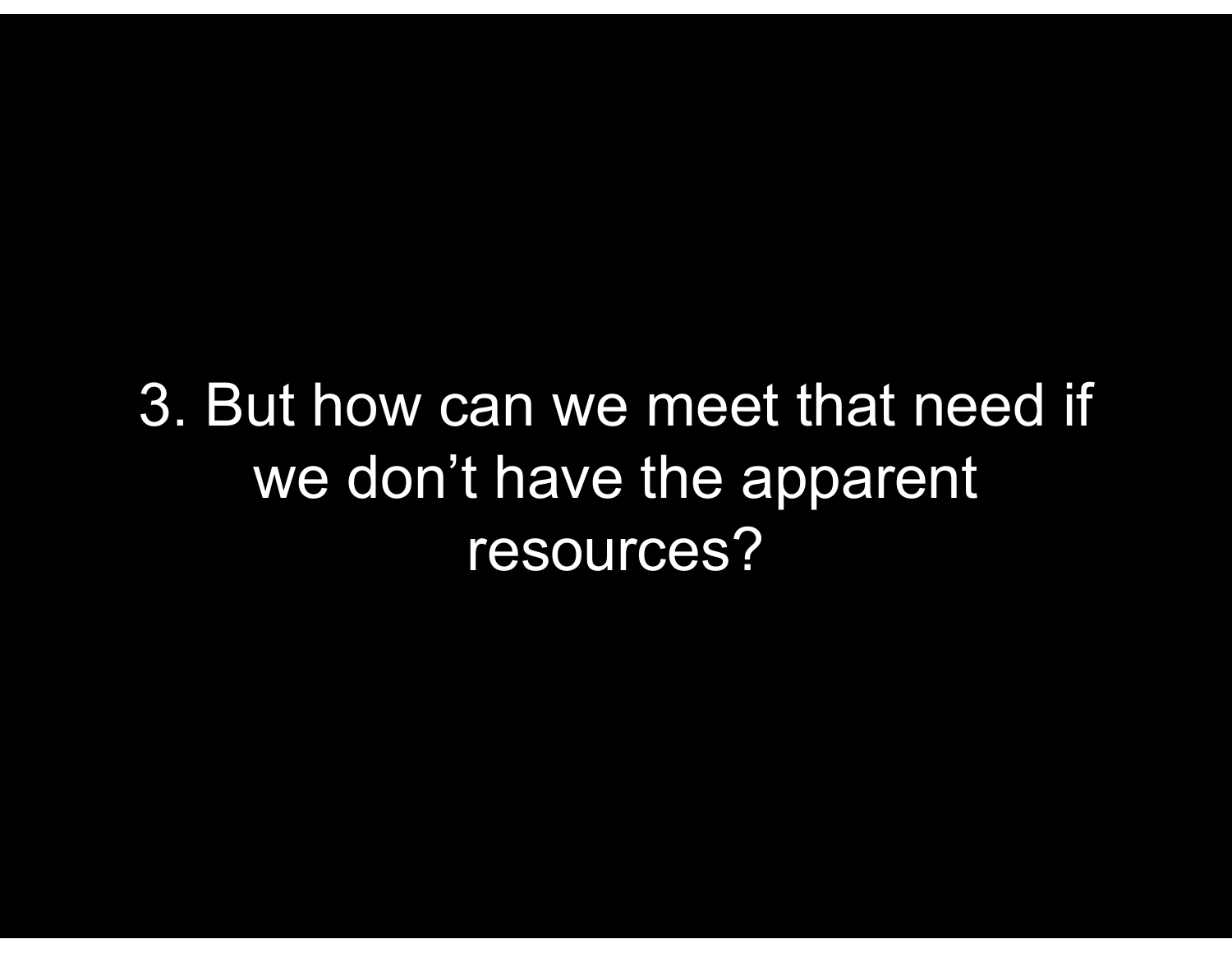3. But how can we meet that need if we don’t have the apparent resources?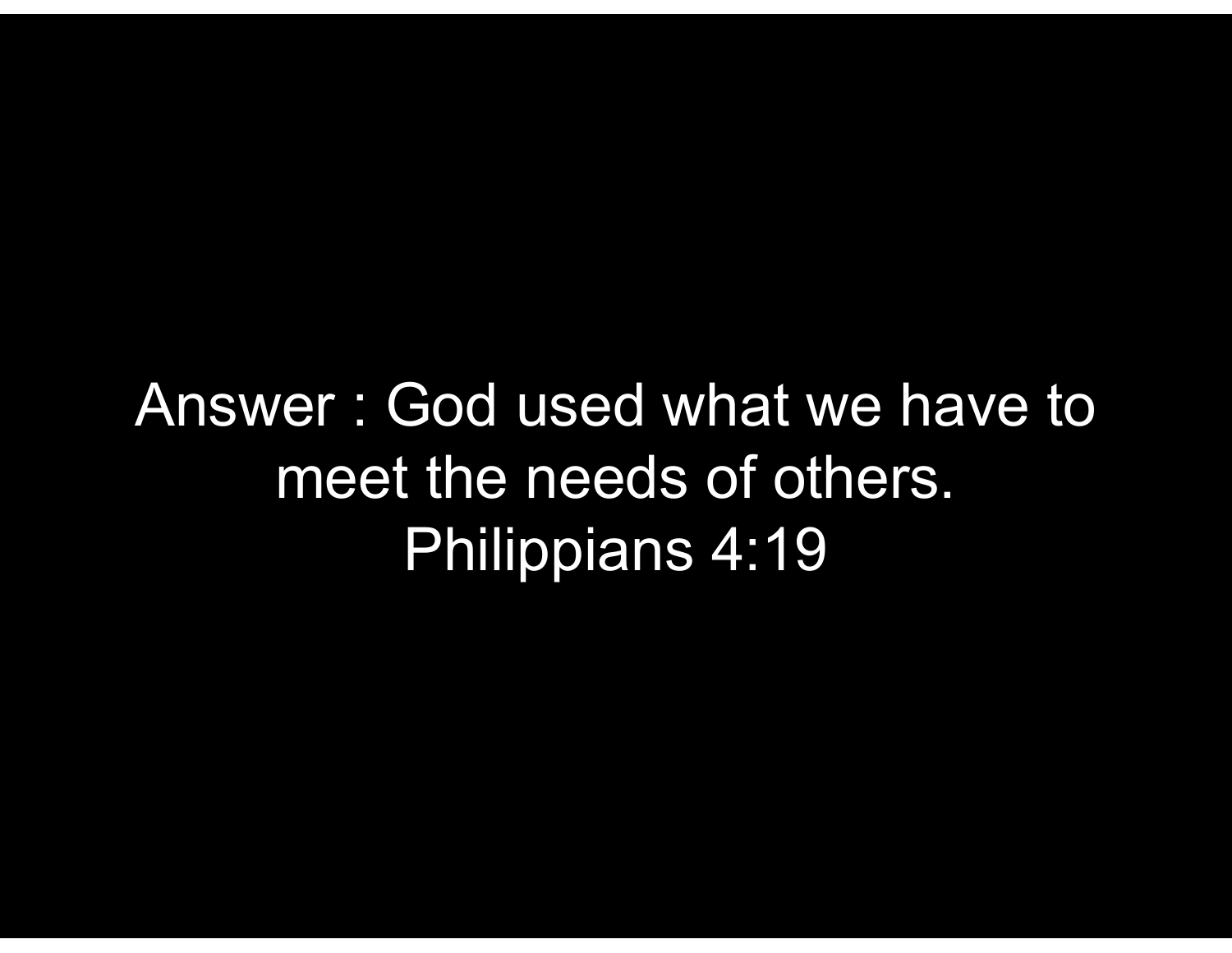Answer : God used what we have to meet the needs of others.
Philippians 4:19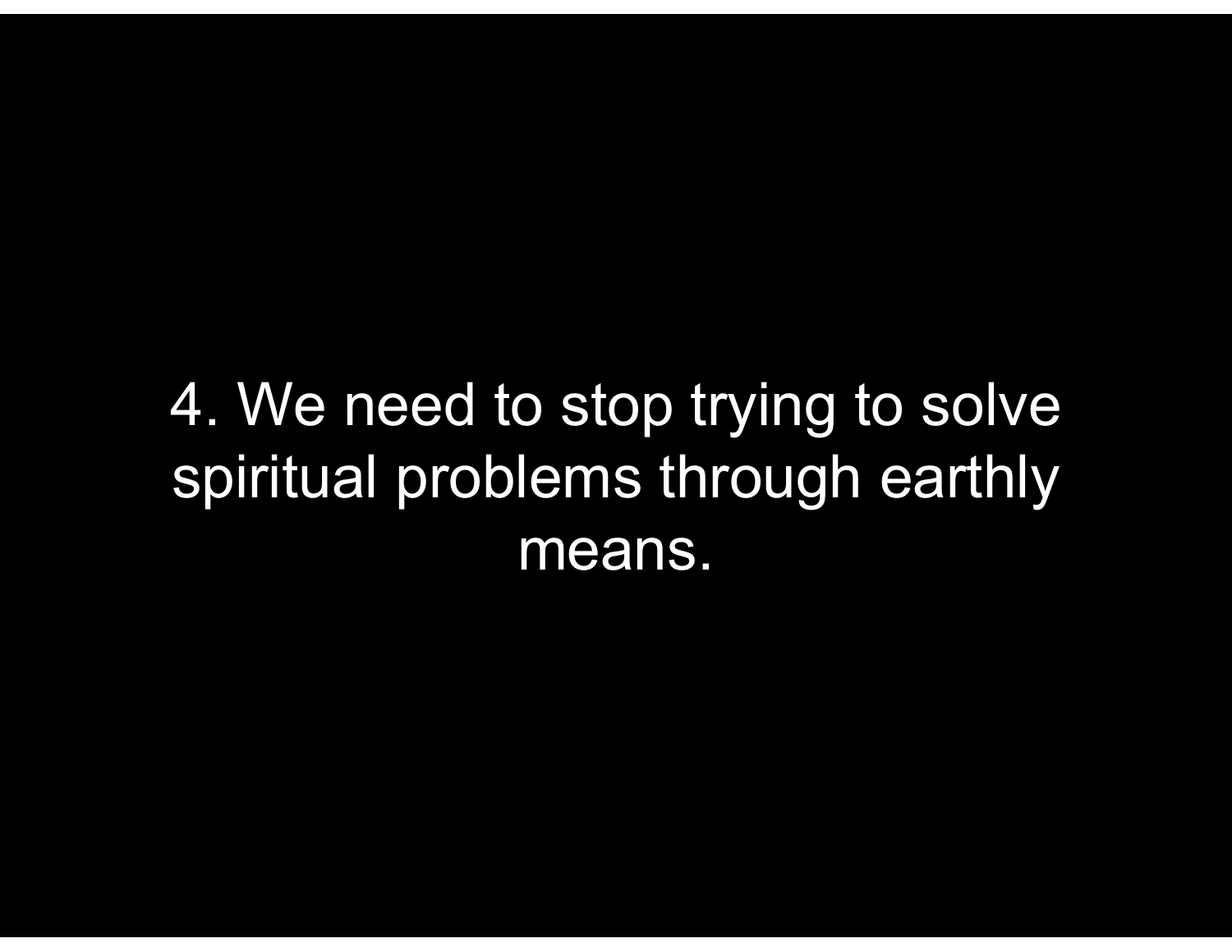4. We need to stop trying to solve spiritual problems through earthly means.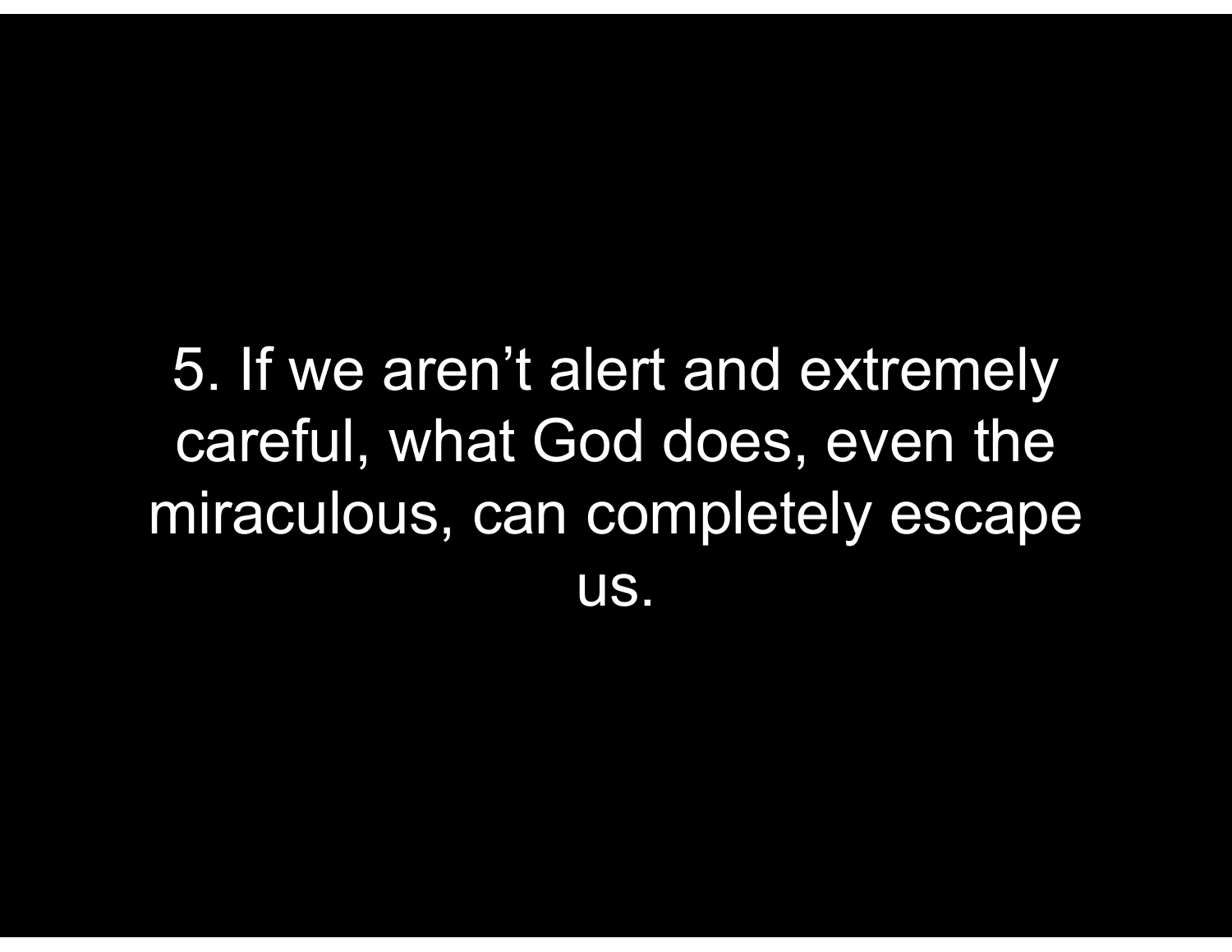5. If we aren’t alert and extremely careful, what God does, even the miraculous, can completely escape us.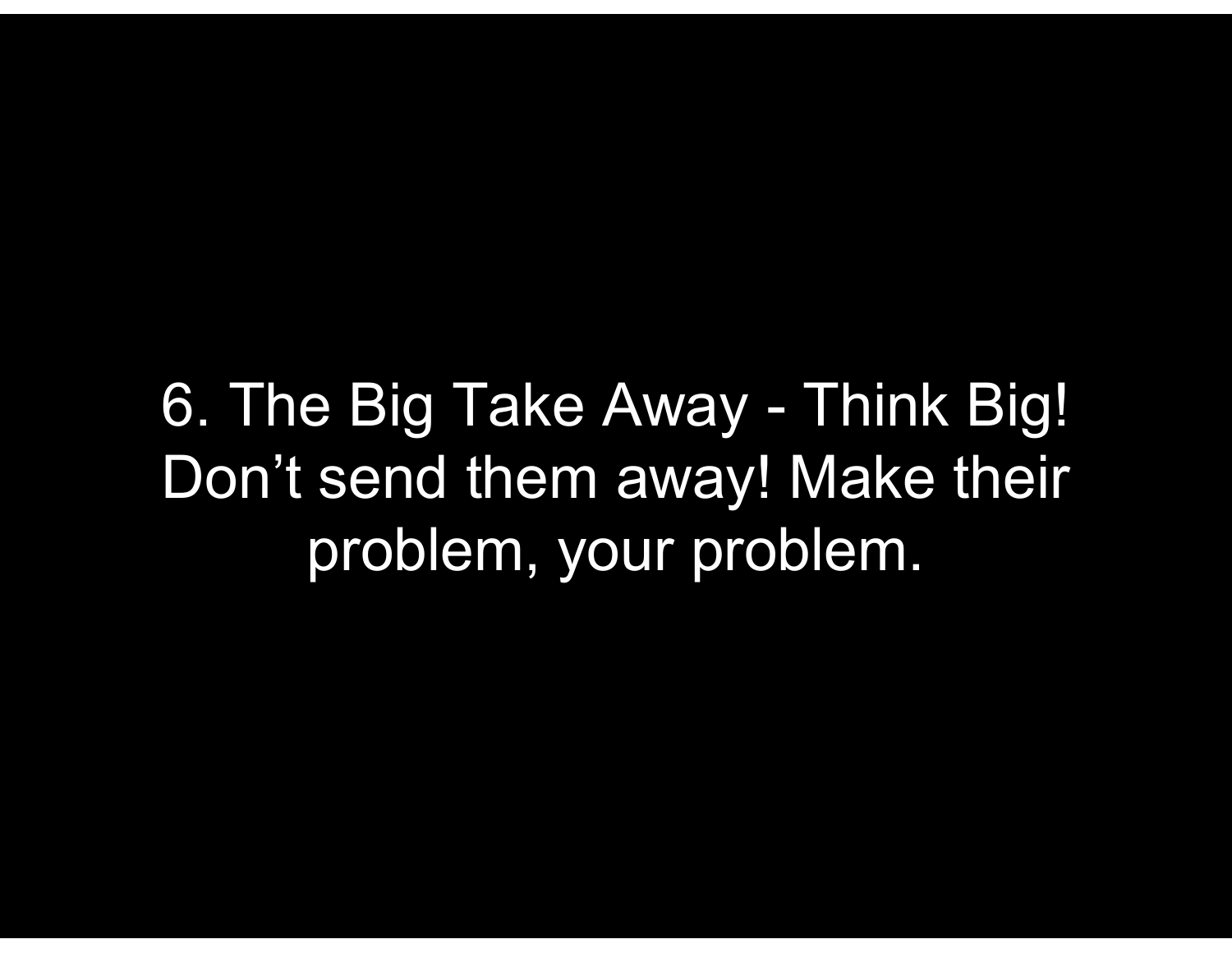6. The Big Take Away - Think Big! Don’t send them away! Make their problem, your problem.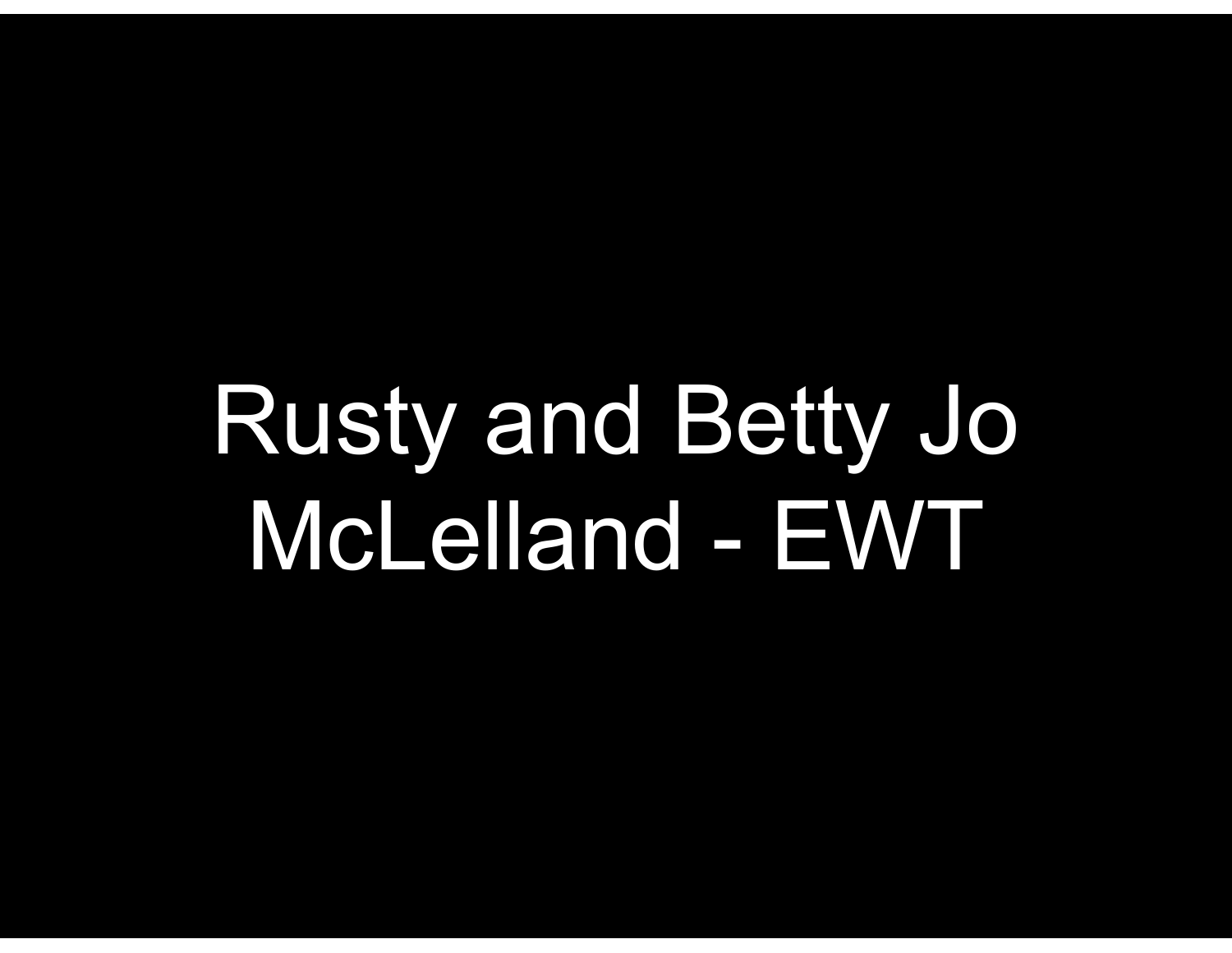# Rusty and Betty Jo McLelland - EWT